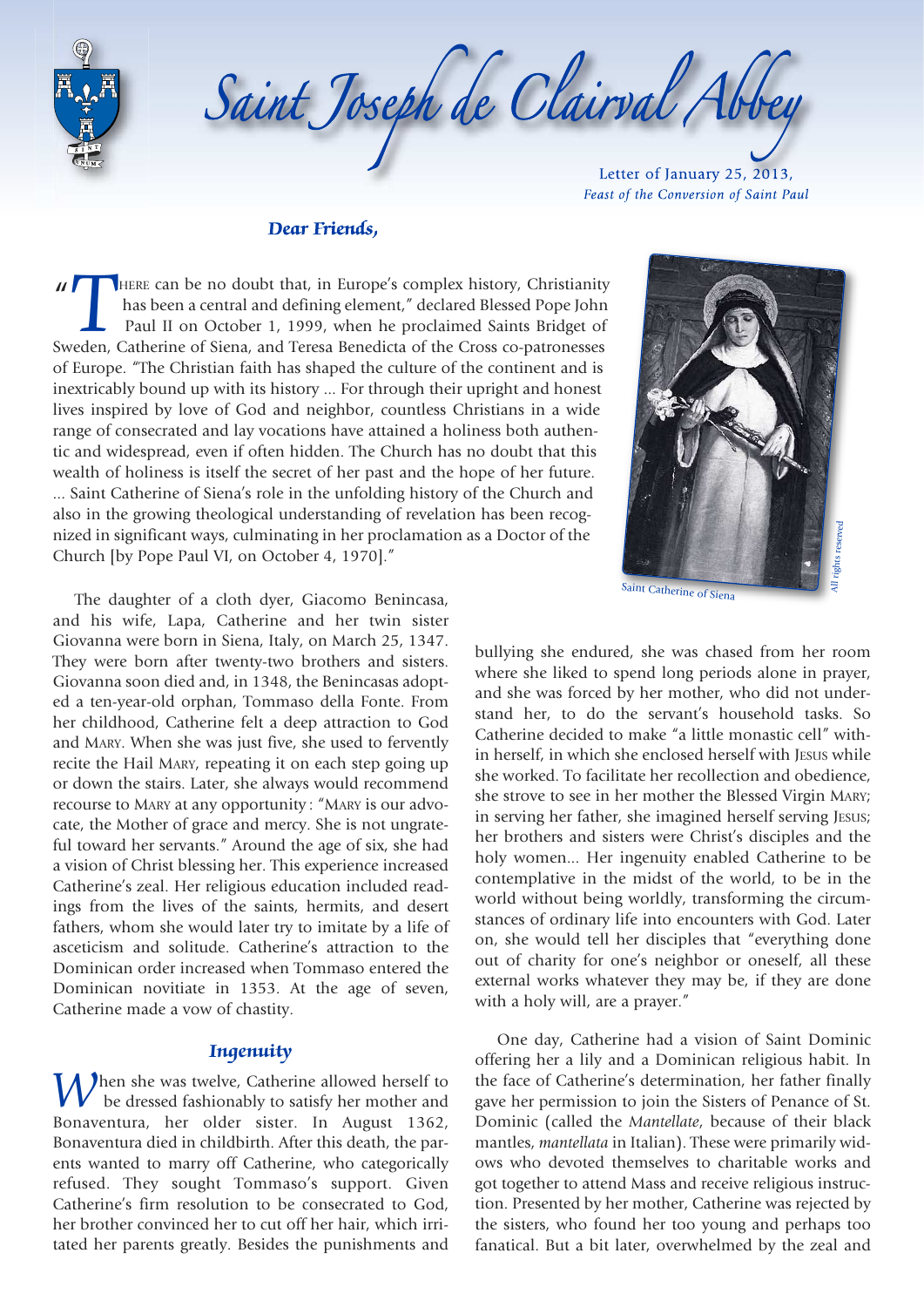# Saint Joseph de Clairval Abbey

Letter of January 25, 2013,
*Feast of the Conversion of Saint Paul*

***Dear Friends,***

"There can be no doubt that, in Europe's complex history, Christianity has been a central and defining element," declared Blessed Pope John Paul II on October 1, 1999, when he proclaimed Saints Bridget of Sweden, Catherine of Siena, and Teresa Benedicta of the Cross co-patronesses of Europe. "The Christian faith has shaped the culture of the continent and is inextricably bound up with its history ... For through their upright and honest lives inspired by love of God and neighbor, countless Christians in a wide range of consecrated and lay vocations have attained a holiness both authentic and widespread, even if often hidden. The Church has no doubt that this wealth of holiness is itself the secret of her past and the hope of her future. ... Saint Catherine of Siena's role in the unfolding history of the Church and also in the growing theological understanding of revelation has been recognized in significant ways, culminating in her proclamation as a Doctor of the Church [by Pope Paul VI, on October 4, 1970]."

Saint Catherine of Siena

The daughter of a cloth dyer, Giacomo Benincasa, and his wife, Lapa, Catherine and her twin sister Giovanna were born in Siena, Italy, on March 25, 1347. They were born after twenty-two brothers and sisters. Giovanna soon died and, in 1348, the Benincasas adopted a ten-year-old orphan, Tommaso della Fonte. From her childhood, Catherine felt a deep attraction to God and Mary. When she was just five, she used to fervently recite the Hail Mary, repeating it on each step going up or down the stairs. Later, she always would recommend recourse to Mary at any opportunity: "Mary is our advocate, the Mother of grace and mercy. She is not ungrateful toward her servants." Around the age of six, she had a vision of Christ blessing her. This experience increased Catherine's zeal. Her religious education included readings from the lives of the saints, hermits, and desert fathers, whom she would later try to imitate by a life of asceticism and solitude. Catherine's attraction to the Dominican order increased when Tommaso entered the Dominican novitiate in 1353. At the age of seven, Catherine made a vow of chastity.

### *Ingenuity*

When she was twelve, Catherine allowed herself to be dressed fashionably to satisfy her mother and Bonaventura, her older sister. In August 1362, Bonaventura died in childbirth. After this death, the parents wanted to marry off Catherine, who categorically refused. They sought Tommaso's support. Given Catherine's firm resolution to be consecrated to God, her brother convinced her to cut off her hair, which irritated her parents greatly. Besides the punishments and bullying she endured, she was chased from her room where she liked to spend long periods alone in prayer, and she was forced by her mother, who did not understand her, to do the servant's household tasks. So Catherine decided to make "a little monastic cell" within herself, in which she enclosed herself with Jesus while she worked. To facilitate her recollection and obedience, she strove to see in her mother the Blessed Virgin Mary; in serving her father, she imagined herself serving Jesus; her brothers and sisters were Christ's disciples and the holy women... Her ingenuity enabled Catherine to be contemplative in the midst of the world, to be in the world without being worldly, transforming the circumstances of ordinary life into encounters with God. Later on, she would tell her disciples that "everything done out of charity for one's neighbor or oneself, all these external works whatever they may be, if they are done with a holy will, are a prayer."

One day, Catherine had a vision of Saint Dominic offering her a lily and a Dominican religious habit. In the face of Catherine's determination, her father finally gave her permission to join the Sisters of Penance of St. Dominic (called the *Mantellate*, because of their black mantles, *mantellata* in Italian). These were primarily widows who devoted themselves to charitable works and got together to attend Mass and receive religious instruction. Presented by her mother, Catherine was rejected by the sisters, who found her too young and perhaps too fanatical. But a bit later, overwhelmed by the zeal and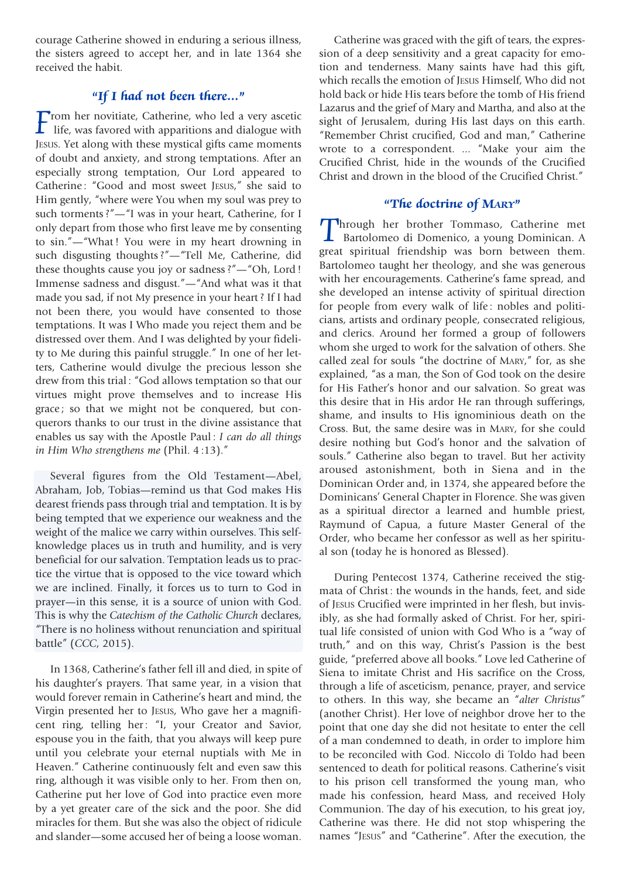courage Catherine showed in enduring a serious illness, the sisters agreed to accept her, and in late 1364 she received the habit.

## *"If I had not been there..."*

From her novitiate, Catherine, who led a very ascetic life, was favored with apparitions and dialogue with JESUS. Yet along with these mystical gifts came moments of doubt and anxiety, and strong temptations. After an especially strong temptation, Our Lord appeared to Catherine : "Good and most sweet JESUS," she said to Him gently, "where were You when my soul was prey to such torments ?"—"I was in your heart, Catherine, for I only depart from those who first leave me by consenting to sin."—"What ! You were in my heart drowning in such disgusting thoughts ?"—"Tell Me, Catherine, did these thoughts cause you joy or sadness ?"—"Oh, Lord ! Immense sadness and disgust."—"And what was it that made you sad, if not My presence in your heart ? If I had not been there, you would have consented to those temptations. It was I Who made you reject them and be distressed over them. And I was delighted by your fidelity to Me during this painful struggle." In one of her letters, Catherine would divulge the precious lesson she drew from this trial : "God allows temptation so that our virtues might prove themselves and to increase His grace ; so that we might not be conquered, but conquerors thanks to our trust in the divine assistance that enables us say with the Apostle Paul : *I can do all things in Him Who strengthens me* (Phil. 4 :13)."

Several figures from the Old Testament—Abel, Abraham, Job, Tobias—remind us that God makes His dearest friends pass through trial and temptation. It is by being tempted that we experience our weakness and the weight of the malice we carry within ourselves. This self-knowledge places us in truth and humility, and is very beneficial for our salvation. Temptation leads us to practice the virtue that is opposed to the vice toward which we are inclined. Finally, it forces us to turn to God in prayer—in this sense, it is a source of union with God. This is why the *Catechism of the Catholic Church* declares, "There is no holiness without renunciation and spiritual battle" (*CCC*, 2015).

In 1368, Catherine's father fell ill and died, in spite of his daughter's prayers. That same year, in a vision that would forever remain in Catherine's heart and mind, the Virgin presented her to JESUS, Who gave her a magnificent ring, telling her : "I, your Creator and Savior, espouse you in the faith, that you always will keep pure until you celebrate your eternal nuptials with Me in Heaven." Catherine continuously felt and even saw this ring, although it was visible only to her. From then on, Catherine put her love of God into practice even more by a yet greater care of the sick and the poor. She did miracles for them. But she was also the object of ridicule and slander—some accused her of being a loose woman.

Catherine was graced with the gift of tears, the expression of a deep sensitivity and a great capacity for emotion and tenderness. Many saints have had this gift, which recalls the emotion of JESUS Himself, Who did not hold back or hide His tears before the tomb of His friend Lazarus and the grief of Mary and Martha, and also at the sight of Jerusalem, during His last days on this earth. "Remember Christ crucified, God and man," Catherine wrote to a correspondent. ... "Make your aim the Crucified Christ, hide in the wounds of the Crucified Christ and drown in the blood of the Crucified Christ."

## *"The doctrine of MARY"*

Through her brother Tommaso, Catherine met Bartolomeo di Domenico, a young Dominican. A great spiritual friendship was born between them. Bartolomeo taught her theology, and she was generous with her encouragements. Catherine's fame spread, and she developed an intense activity of spiritual direction for people from every walk of life : nobles and politicians, artists and ordinary people, consecrated religious, and clerics. Around her formed a group of followers whom she urged to work for the salvation of others. She called zeal for souls "the doctrine of MARY," for, as she explained, "as a man, the Son of God took on the desire for His Father's honor and our salvation. So great was this desire that in His ardor He ran through sufferings, shame, and insults to His ignominious death on the Cross. But, the same desire was in MARY, for she could desire nothing but God's honor and the salvation of souls." Catherine also began to travel. But her activity aroused astonishment, both in Siena and in the Dominican Order and, in 1374, she appeared before the Dominicans' General Chapter in Florence. She was given as a spiritual director a learned and humble priest, Raymund of Capua, a future Master General of the Order, who became her confessor as well as her spiritual son (today he is honored as Blessed).

During Pentecost 1374, Catherine received the stigmata of Christ : the wounds in the hands, feet, and side of JESUS Crucified were imprinted in her flesh, but invisibly, as she had formally asked of Christ. For her, spiritual life consisted of union with God Who is a "way of truth," and on this way, Christ's Passion is the best guide, "preferred above all books." Love led Catherine of Siena to imitate Christ and His sacrifice on the Cross, through a life of asceticism, penance, prayer, and service to others. In this way, she became an "*alter Christus*" (another Christ). Her love of neighbor drove her to the point that one day she did not hesitate to enter the cell of a man condemned to death, in order to implore him to be reconciled with God. Niccolo di Toldo had been sentenced to death for political reasons. Catherine's visit to his prison cell transformed the young man, who made his confession, heard Mass, and received Holy Communion. The day of his execution, to his great joy, Catherine was there. He did not stop whispering the names "JESUS" and "Catherine". After the execution, the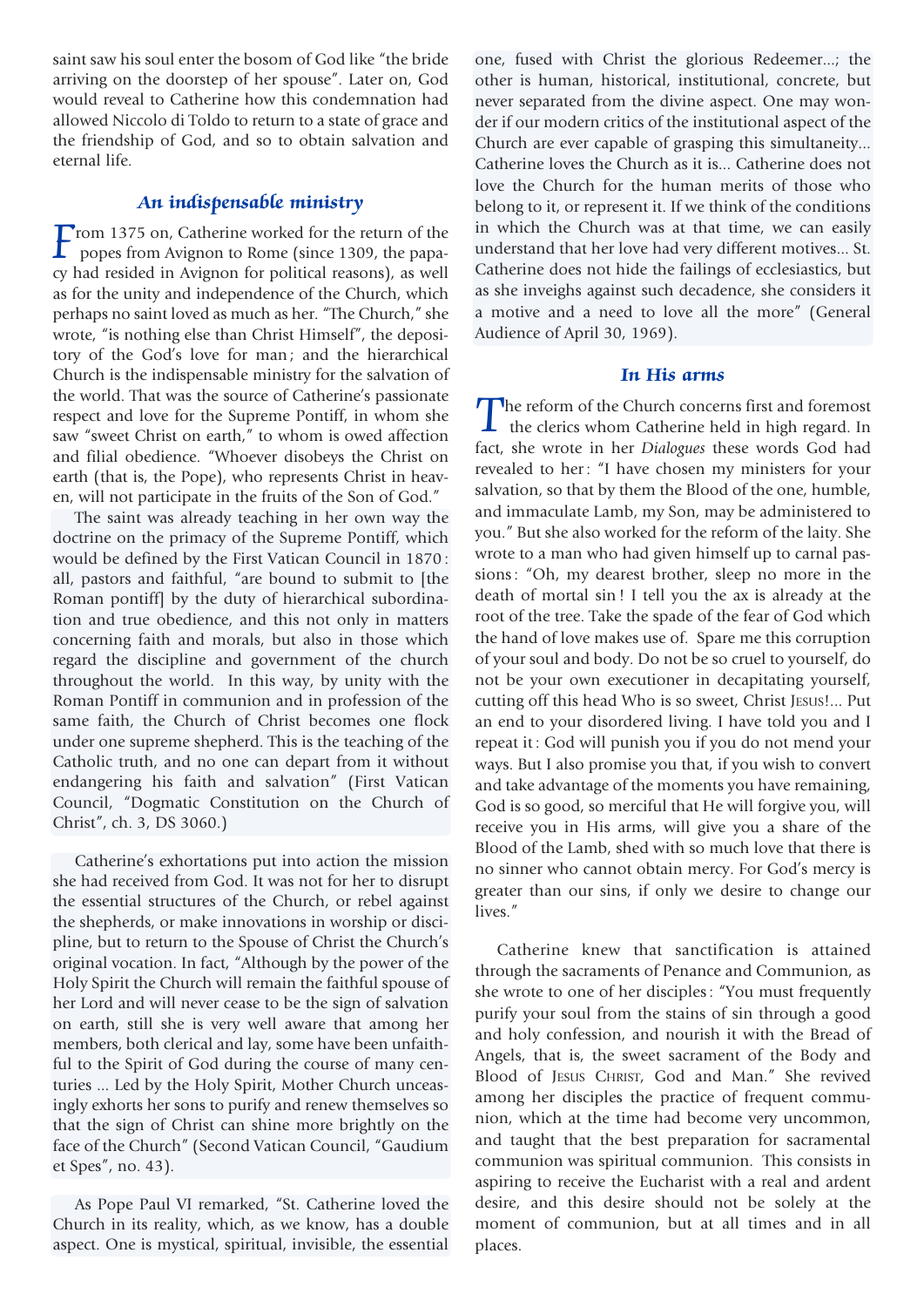saint saw his soul enter the bosom of God like "the bride arriving on the doorstep of her spouse". Later on, God would reveal to Catherine how this condemnation had allowed Niccolo di Toldo to return to a state of grace and the friendship of God, and so to obtain salvation and eternal life.

### *An indispensable ministry*

From 1375 on, Catherine worked for the return of the popes from Avignon to Rome (since 1309, the papacy had resided in Avignon for political reasons), as well as for the unity and independence of the Church, which perhaps no saint loved as much as her. "The Church," she wrote, "is nothing else than Christ Himself", the depository of the God's love for man ; and the hierarchical Church is the indispensable ministry for the salvation of the world. That was the source of Catherine's passionate respect and love for the Supreme Pontiff, in whom she saw "sweet Christ on earth," to whom is owed affection and filial obedience. "Whoever disobeys the Christ on earth (that is, the Pope), who represents Christ in heaven, will not participate in the fruits of the Son of God."

The saint was already teaching in her own way the doctrine on the primacy of the Supreme Pontiff, which would be defined by the First Vatican Council in 1870 : all, pastors and faithful, "are bound to submit to [the Roman pontiff] by the duty of hierarchical subordination and true obedience, and this not only in matters concerning faith and morals, but also in those which regard the discipline and government of the church throughout the world. In this way, by unity with the Roman Pontiff in communion and in profession of the same faith, the Church of Christ becomes one flock under one supreme shepherd. This is the teaching of the Catholic truth, and no one can depart from it without endangering his faith and salvation" (First Vatican Council, "Dogmatic Constitution on the Church of Christ", ch. 3, DS 3060.)

Catherine's exhortations put into action the mission she had received from God. It was not for her to disrupt the essential structures of the Church, or rebel against the shepherds, or make innovations in worship or discipline, but to return to the Spouse of Christ the Church's original vocation. In fact, "Although by the power of the Holy Spirit the Church will remain the faithful spouse of her Lord and will never cease to be the sign of salvation on earth, still she is very well aware that among her members, both clerical and lay, some have been unfaithful to the Spirit of God during the course of many centuries ... Led by the Holy Spirit, Mother Church unceasingly exhorts her sons to purify and renew themselves so that the sign of Christ can shine more brightly on the face of the Church" (Second Vatican Council, "Gaudium et Spes", no. 43).

As Pope Paul VI remarked, "St. Catherine loved the Church in its reality, which, as we know, has a double aspect. One is mystical, spiritual, invisible, the essential one, fused with Christ the glorious Redeemer...; the other is human, historical, institutional, concrete, but never separated from the divine aspect. One may wonder if our modern critics of the institutional aspect of the Church are ever capable of grasping this simultaneity... Catherine loves the Church as it is... Catherine does not love the Church for the human merits of those who belong to it, or represent it. If we think of the conditions in which the Church was at that time, we can easily understand that her love had very different motives... St. Catherine does not hide the failings of ecclesiastics, but as she inveighs against such decadence, she considers it a motive and a need to love all the more" (General Audience of April 30, 1969).

### *In His arms*

The reform of the Church concerns first and foremost the clerics whom Catherine held in high regard. In fact, she wrote in her *Dialogues* these words God had revealed to her : "I have chosen my ministers for your salvation, so that by them the Blood of the one, humble, and immaculate Lamb, my Son, may be administered to you." But she also worked for the reform of the laity. She wrote to a man who had given himself up to carnal passions : "Oh, my dearest brother, sleep no more in the death of mortal sin ! I tell you the ax is already at the root of the tree. Take the spade of the fear of God which the hand of love makes use of. Spare me this corruption of your soul and body. Do not be so cruel to yourself, do not be your own executioner in decapitating yourself, cutting off this head Who is so sweet, Christ Jesus!... Put an end to your disordered living. I have told you and I repeat it : God will punish you if you do not mend your ways. But I also promise you that, if you wish to convert and take advantage of the moments you have remaining, God is so good, so merciful that He will forgive you, will receive you in His arms, will give you a share of the Blood of the Lamb, shed with so much love that there is no sinner who cannot obtain mercy. For God's mercy is greater than our sins, if only we desire to change our lives."

Catherine knew that sanctification is attained through the sacraments of Penance and Communion, as she wrote to one of her disciples : "You must frequently purify your soul from the stains of sin through a good and holy confession, and nourish it with the Bread of Angels, that is, the sweet sacrament of the Body and Blood of Jesus Christ, God and Man." She revived among her disciples the practice of frequent communion, which at the time had become very uncommon, and taught that the best preparation for sacramental communion was spiritual communion. This consists in aspiring to receive the Eucharist with a real and ardent desire, and this desire should not be solely at the moment of communion, but at all times and in all places.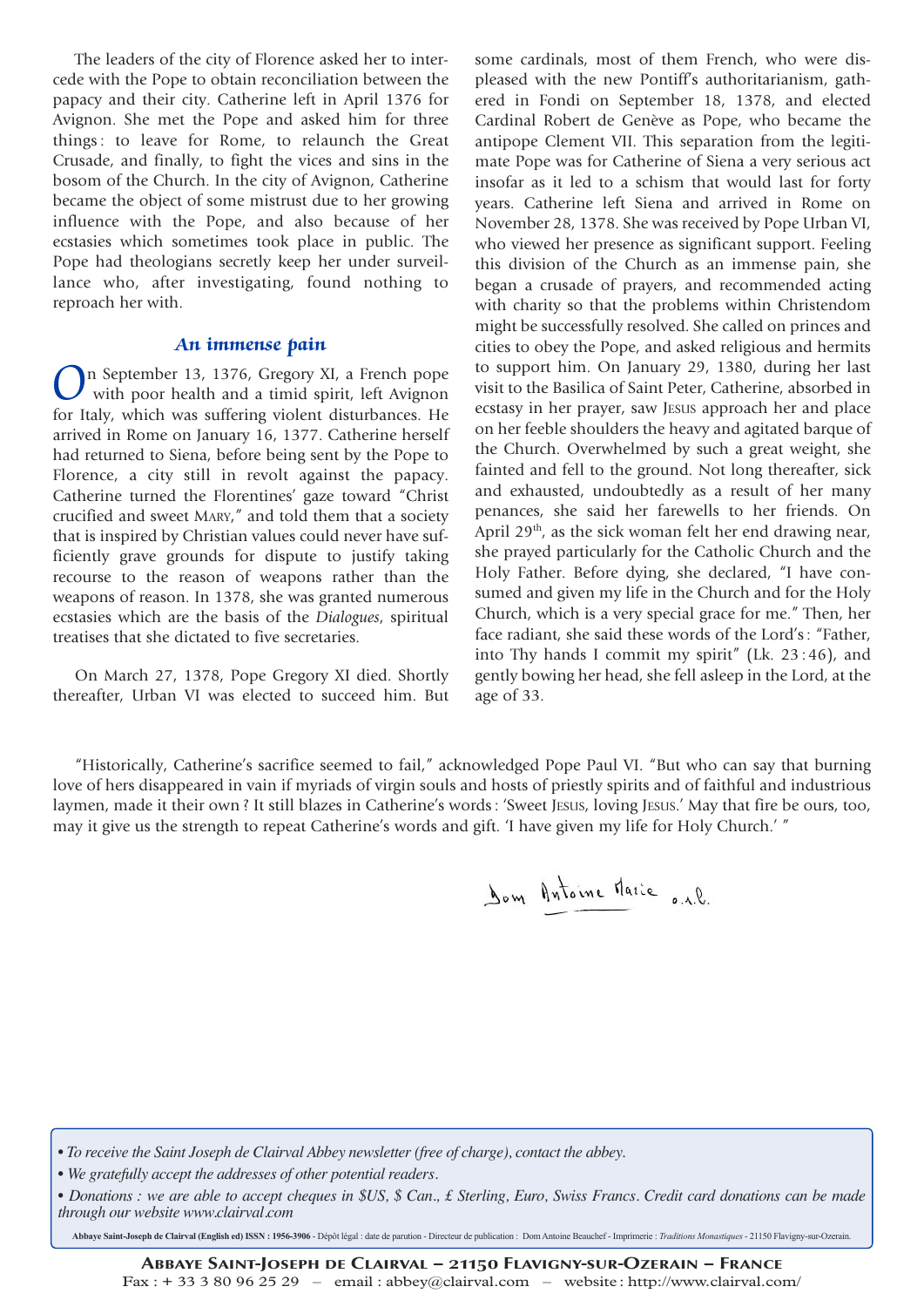The leaders of the city of Florence asked her to intercede with the Pope to obtain reconciliation between the papacy and their city. Catherine left in April 1376 for Avignon. She met the Pope and asked him for three things: to leave for Rome, to relaunch the Great Crusade, and finally, to fight the vices and sins in the bosom of the Church. In the city of Avignon, Catherine became the object of some mistrust due to her growing influence with the Pope, and also because of her ecstasies which sometimes took place in public. The Pope had theologians secretly keep her under surveillance who, after investigating, found nothing to reproach her with.

### An immense pain

On September 13, 1376, Gregory XI, a French pope with poor health and a timid spirit, left Avignon for Italy, which was suffering violent disturbances. He arrived in Rome on January 16, 1377. Catherine herself had returned to Siena, before being sent by the Pope to Florence, a city still in revolt against the papacy. Catherine turned the Florentines' gaze toward "Christ crucified and sweet MARY," and told them that a society that is inspired by Christian values could never have sufficiently grave grounds for dispute to justify taking recourse to the reason of weapons rather than the weapons of reason. In 1378, she was granted numerous ecstasies which are the basis of the *Dialogues*, spiritual treatises that she dictated to five secretaries.

On March 27, 1378, Pope Gregory XI died. Shortly thereafter, Urban VI was elected to succeed him. But some cardinals, most of them French, who were displeased with the new Pontiff's authoritarianism, gathered in Fondi on September 18, 1378, and elected Cardinal Robert de Genève as Pope, who became the antipope Clement VII. This separation from the legitimate Pope was for Catherine of Siena a very serious act insofar as it led to a schism that would last for forty years. Catherine left Siena and arrived in Rome on November 28, 1378. She was received by Pope Urban VI, who viewed her presence as significant support. Feeling this division of the Church as an immense pain, she began a crusade of prayers, and recommended acting with charity so that the problems within Christendom might be successfully resolved. She called on princes and cities to obey the Pope, and asked religious and hermits to support him. On January 29, 1380, during her last visit to the Basilica of Saint Peter, Catherine, absorbed in ecstasy in her prayer, saw JESUS approach her and place on her feeble shoulders the heavy and agitated barque of the Church. Overwhelmed by such a great weight, she fainted and fell to the ground. Not long thereafter, sick and exhausted, undoubtedly as a result of her many penances, she said her farewells to her friends. On April 29th, as the sick woman felt her end drawing near, she prayed particularly for the Catholic Church and the Holy Father. Before dying, she declared, "I have consumed and given my life in the Church and for the Holy Church, which is a very special grace for me." Then, her face radiant, she said these words of the Lord's: "Father, into Thy hands I commit my spirit" (Lk. 23:46), and gently bowing her head, she fell asleep in the Lord, at the age of 33.

"Historically, Catherine's sacrifice seemed to fail," acknowledged Pope Paul VI. "But who can say that burning love of hers disappeared in vain if myriads of virgin souls and hosts of priestly spirits and of faithful and industrious laymen, made it their own? It still blazes in Catherine's words: 'Sweet JESUS, loving JESUS.' May that fire be ours, too, may it give us the strength to repeat Catherine's words and gift. 'I have given my life for Holy Church.' "

Dom Antoine Marie o.s.b.

- *To receive the Saint Joseph de Clairval Abbey newsletter (free of charge), contact the abbey.*
- *We gratefully accept the addresses of other potential readers.*
- *Donations : we are able to accept cheques in $US, $ Can., £ Sterling, Euro, Swiss Francs. Credit card donations can be made through our website www.clairval.com*

**Abbaye Saint-Joseph de Clairval (English ed) ISSN : 1956-3906** - Dépôt légal : date de parution - Directeur de publication : Dom Antoine Beauchef - Imprimerie : *Traditions Monastiques* - 21150 Flavigny-sur-Ozerain.

**ABBAYE SAINT-JOSEPH DE CLAIRVAL – 21150 FLAVIGNY-SUR-OZERAIN – FRANCE**
Fax : + 33 3 80 96 25 29 – email : abbey@clairval.com – website : http://www.clairval.com/